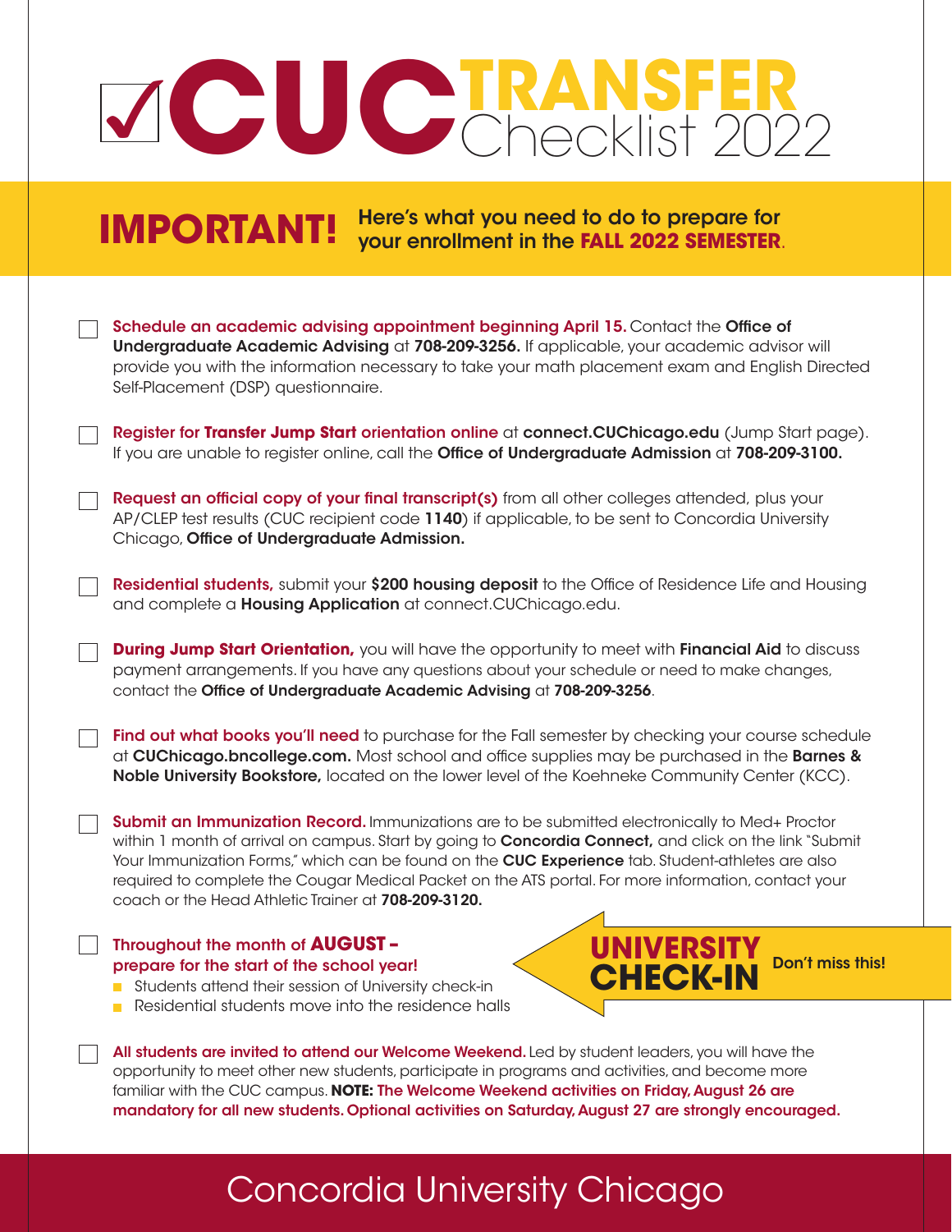# ☑ CUC TRANSFER Checklist 2022

## IMPORTANT! Here's what you need to do to prepare for your enrollment in the FALL 2022 SEMESTER.

- [ ] **Schedule an academic advising appointment beginning April 15.** Contact the **Office of Undergraduate Academic Advising** at **708-209-3256.** If applicable, your academic advisor will provide you with the information necessary to take your math placement exam and English Directed Self-Placement (DSP) questionnaire.

- [ ] **Register for Transfer Jump Start orientation online** at **connect.CUChicago.edu** (Jump Start page). If you are unable to register online, call the **Office of Undergraduate Admission** at **708-209-3100.**

- [ ] **Request an official copy of your final transcript(s)** from all other colleges attended, plus your AP/CLEP test results (CUC recipient code **1140**) if applicable, to be sent to Concordia University Chicago, **Office of Undergraduate Admission.**

- [ ] **Residential students,** submit your **$200 housing deposit** to the Office of Residence Life and Housing and complete a **Housing Application** at connect.CUChicago.edu.

- [ ] **During Jump Start Orientation,** you will have the opportunity to meet with **Financial Aid** to discuss payment arrangements. If you have any questions about your schedule or need to make changes, contact the **Office of Undergraduate Academic Advising** at **708-209-3256**.

- [ ] **Find out what books you'll need** to purchase for the Fall semester by checking your course schedule at **CUChicago.bncollege.com.** Most school and office supplies may be purchased in the **Barnes & Noble University Bookstore,** located on the lower level of the Koehneke Community Center (KCC).

- [ ] **Submit an Immunization Record.** Immunizations are to be submitted electronically to Med+ Proctor within 1 month of arrival on campus. Start by going to **Concordia Connect,** and click on the link "Submit Your Immunization Forms," which can be found on the **CUC Experience** tab. Student-athletes are also required to complete the Cougar Medical Packet on the ATS portal. For more information, contact your coach or the Head Athletic Trainer at **708-209-3120.**

- [ ] **Throughout the month of AUGUST – prepare for the start of the school year!**
  - Students attend their session of University check-in
  - Residential students move into the residence halls

  **UNIVERSITY CHECK-IN** Don't miss this!

- [ ] **All students are invited to attend our Welcome Weekend.** Led by student leaders, you will have the opportunity to meet other new students, participate in programs and activities, and become more familiar with the CUC campus. **NOTE: The Welcome Weekend activities on Friday, August 26 are mandatory for all new students. Optional activities on Saturday, August 27 are strongly encouraged.**

Concordia University Chicago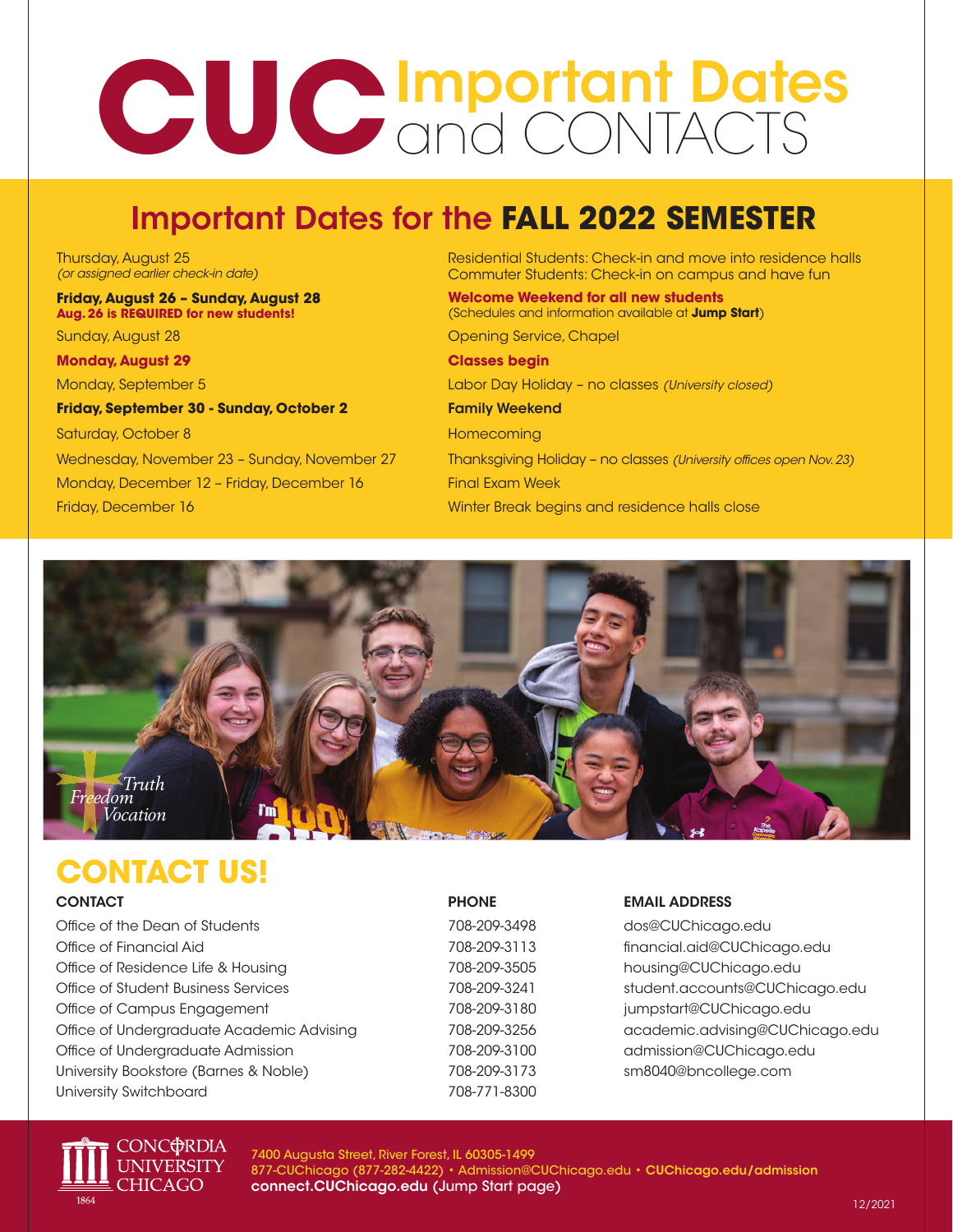# CUC Important Dates and CONTACTS

## Important Dates for the **FALL 2022 SEMESTER**

| | |
|---|---|
| Thursday, August 25 *(or assigned earlier check-in date)* | Residential Students: Check-in and move into residence halls<br>Commuter Students: Check-in on campus and have fun |
| **Friday, August 26 – Sunday, August 28**<br>**Aug. 26 is REQUIRED for new students!** | **Welcome Weekend for all new students**<br>(Schedules and information available at **Jump Start**) |
| Sunday, August 28 | Opening Service, Chapel |
| **Monday, August 29** | **Classes begin** |
| Monday, September 5 | Labor Day Holiday – no classes *(University closed)* |
| **Friday, September 30 - Sunday, October 2** | **Family Weekend** |
| Saturday, October 8 | Homecoming |
| Wednesday, November 23 – Sunday, November 27 | Thanksgiving Holiday – no classes *(University offices open Nov. 23)* |
| Monday, December 12 – Friday, December 16 | Final Exam Week |
| Friday, December 16 | Winter Break begins and residence halls close |

*Truth*
*Freedom*
*Vocation*

## CONTACT US!

| CONTACT | PHONE | EMAIL ADDRESS |
|---|---|---|
| Office of the Dean of Students | 708-209-3498 | dos@CUChicago.edu |
| Office of Financial Aid | 708-209-3113 | financial.aid@CUChicago.edu |
| Office of Residence Life & Housing | 708-209-3505 | housing@CUChicago.edu |
| Office of Student Business Services | 708-209-3241 | student.accounts@CUChicago.edu |
| Office of Campus Engagement | 708-209-3180 | jumpstart@CUChicago.edu |
| Office of Undergraduate Academic Advising | 708-209-3256 | academic.advising@CUChicago.edu |
| Office of Undergraduate Admission | 708-209-3100 | admission@CUChicago.edu |
| University Bookstore (Barnes & Noble) | 708-209-3173 | sm8040@bncollege.com |
| University Switchboard | 708-771-8300 | |

CONCORDIA UNIVERSITY CHICAGO 1864

7400 Augusta Street, River Forest, IL 60305-1499
877-CUChicago (877-282-4422) • Admission@CUChicago.edu • **CUChicago.edu/admission**
**connect.CUChicago.edu** (Jump Start page)

12/2021